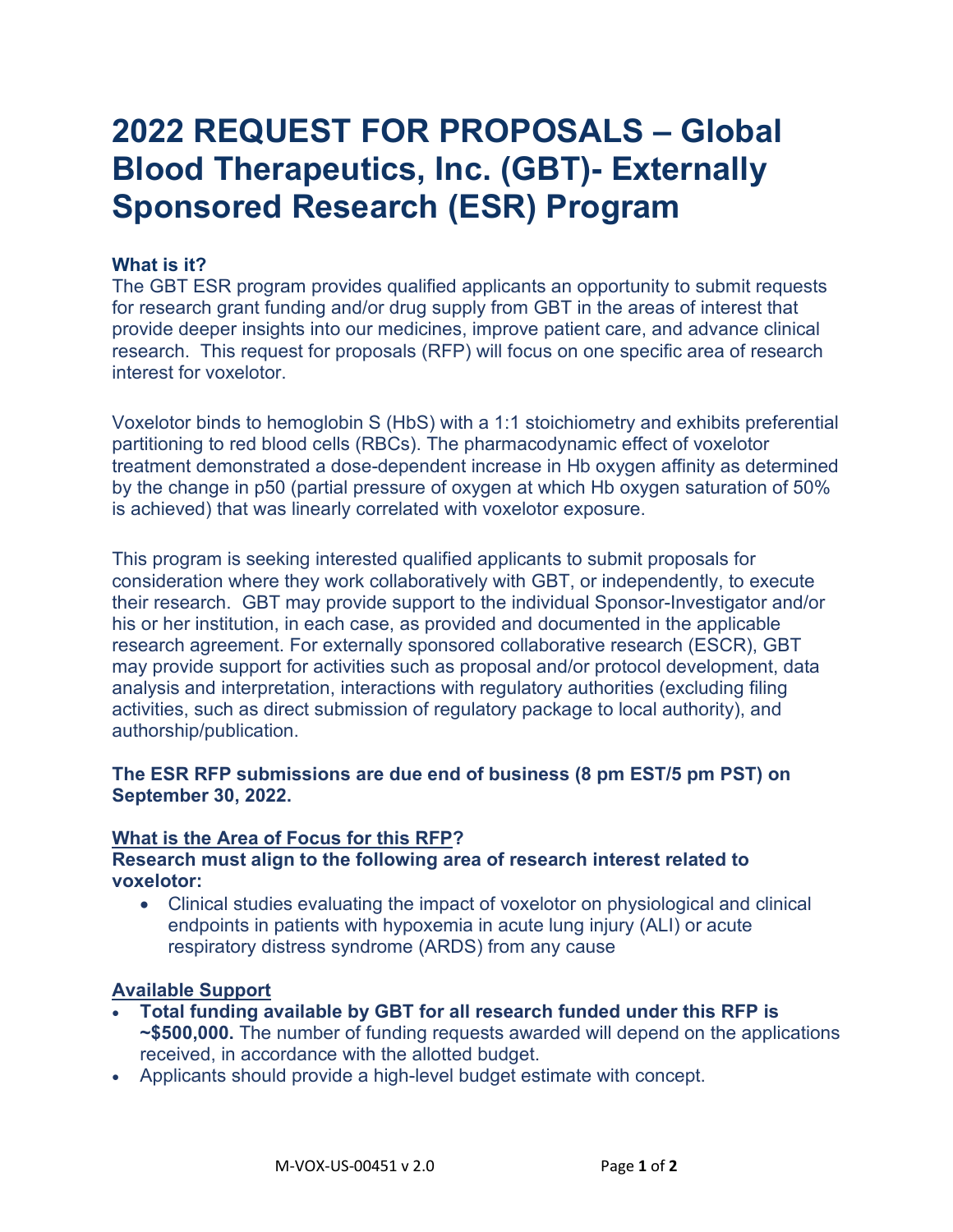# 2022 REQUEST FOR PROPOSALS – Global Blood Therapeutics, Inc. (GBT)- Externally Sponsored Research (ESR) Program

### What is it?

The GBT ESR program provides qualified applicants an opportunity to submit requests for research grant funding and/or drug supply from GBT in the areas of interest that provide deeper insights into our medicines, improve patient care, and advance clinical research. This request for proposals (RFP) will focus on one specific area of research interest for voxelotor.

Voxelotor binds to hemoglobin S (HbS) with a 1:1 stoichiometry and exhibits preferential partitioning to red blood cells (RBCs). The pharmacodynamic effect of voxelotor treatment demonstrated a dose-dependent increase in Hb oxygen affinity as determined by the change in p50 (partial pressure of oxygen at which Hb oxygen saturation of 50% is achieved) that was linearly correlated with voxelotor exposure.

This program is seeking interested qualified applicants to submit proposals for consideration where they work collaboratively with GBT, or independently, to execute their research. GBT may provide support to the individual Sponsor-Investigator and/or his or her institution, in each case, as provided and documented in the applicable research agreement. For externally sponsored collaborative research (ESCR), GBT may provide support for activities such as proposal and/or protocol development, data analysis and interpretation, interactions with regulatory authorities (excluding filing activities, such as direct submission of regulatory package to local authority), and authorship/publication.

**The ESR RFP submissions are due end of business (8 pm EST/5 pm PST) on September 30, 2022.**

### What is the Area of Focus for this RFP?

**Research must align to the following area of research interest related to voxelotor:**

- Clinical studies evaluating the impact of voxelotor on physiological and clinical endpoints in patients with hypoxemia in acute lung injury (ALI) or acute respiratory distress syndrome (ARDS) from any cause

### Available Support

- **Total funding available by GBT for all research funded under this RFP is ~$500,000.** The number of funding requests awarded will depend on the applications received, in accordance with the allotted budget.
- Applicants should provide a high-level budget estimate with concept.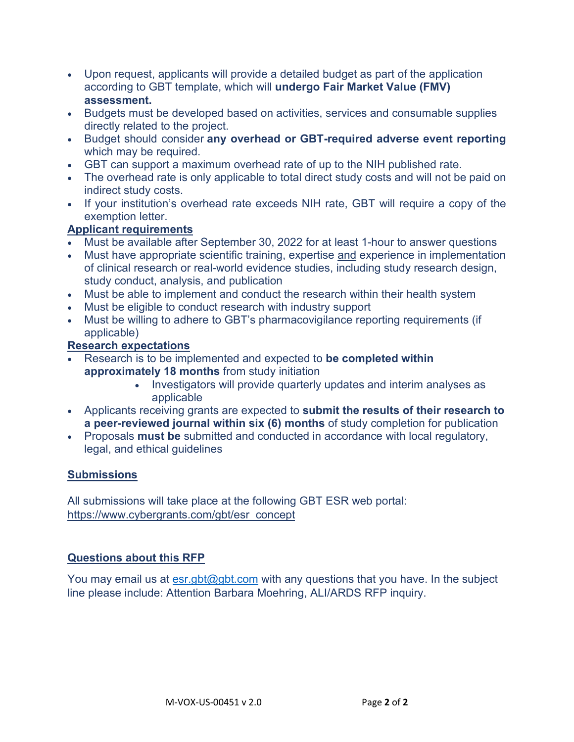- Upon request, applicants will provide a detailed budget as part of the application according to GBT template, which will **undergo Fair Market Value (FMV) assessment.**
- Budgets must be developed based on activities, services and consumable supplies directly related to the project.
- Budget should consider **any overhead or GBT-required adverse event reporting** which may be required.
- GBT can support a maximum overhead rate of up to the NIH published rate.
- The overhead rate is only applicable to total direct study costs and will not be paid on indirect study costs.
- If your institution's overhead rate exceeds NIH rate, GBT will require a copy of the exemption letter.

## Applicant requirements

- Must be available after September 30, 2022 for at least 1-hour to answer questions
- Must have appropriate scientific training, expertise and experience in implementation of clinical research or real-world evidence studies, including study research design, study conduct, analysis, and publication
- Must be able to implement and conduct the research within their health system
- Must be eligible to conduct research with industry support
- Must be willing to adhere to GBT's pharmacovigilance reporting requirements (if applicable)

## Research expectations

- Research is to be implemented and expected to **be completed within approximately 18 months** from study initiation
  - Investigators will provide quarterly updates and interim analyses as applicable
- Applicants receiving grants are expected to **submit the results of their research to a peer-reviewed journal within six (6) months** of study completion for publication
- Proposals **must be** submitted and conducted in accordance with local regulatory, legal, and ethical guidelines

## Submissions

All submissions will take place at the following GBT ESR web portal:
https://www.cybergrants.com/gbt/esr_concept

## Questions about this RFP

You may email us at esr.gbt@gbt.com with any questions that you have. In the subject line please include: Attention Barbara Moehring, ALI/ARDS RFP inquiry.

M-VOX-US-00451 v 2.0